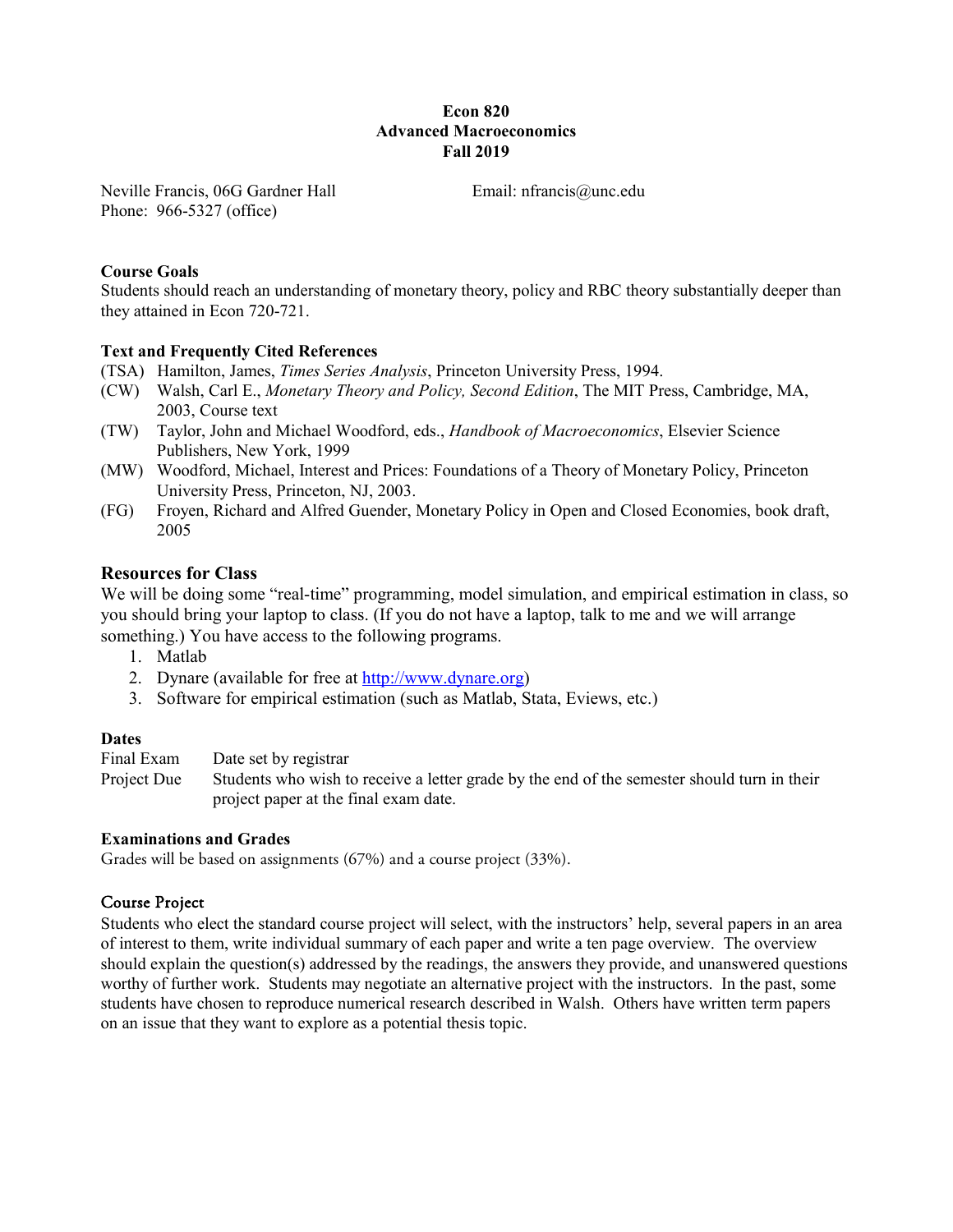**Econ 820**
**Advanced Macroeconomics**
**Fall 2019**

Neville Francis, 06G Gardner Hall
Phone: 966-5327 (office)

Email: nfrancis@unc.edu

### Course Goals

Students should reach an understanding of monetary theory, policy and RBC theory substantially deeper than they attained in Econ 720-721.

### Text and Frequently Cited References

(TSA) Hamilton, James, *Times Series Analysis*, Princeton University Press, 1994.
(CW) Walsh, Carl E., *Monetary Theory and Policy, Second Edition*, The MIT Press, Cambridge, MA, 2003, Course text
(TW) Taylor, John and Michael Woodford, eds., *Handbook of Macroeconomics*, Elsevier Science Publishers, New York, 1999
(MW) Woodford, Michael, Interest and Prices: Foundations of a Theory of Monetary Policy, Princeton University Press, Princeton, NJ, 2003.
(FG) Froyen, Richard and Alfred Guender, Monetary Policy in Open and Closed Economies, book draft, 2005

## Resources for Class

We will be doing some "real-time" programming, model simulation, and empirical estimation in class, so you should bring your laptop to class. (If you do not have a laptop, talk to me and we will arrange something.) You have access to the following programs.

1. Matlab
2. Dynare (available for free at http://www.dynare.org)
3. Software for empirical estimation (such as Matlab, Stata, Eviews, etc.)

### Dates

Final Exam — Date set by registrar
Project Due — Students who wish to receive a letter grade by the end of the semester should turn in their project paper at the final exam date.

### Examinations and Grades

Grades will be based on assignments (67%) and a course project (33%).

### Course Project

Students who elect the standard course project will select, with the instructors' help, several papers in an area of interest to them, write individual summary of each paper and write a ten page overview. The overview should explain the question(s) addressed by the readings, the answers they provide, and unanswered questions worthy of further work. Students may negotiate an alternative project with the instructors. In the past, some students have chosen to reproduce numerical research described in Walsh. Others have written term papers on an issue that they want to explore as a potential thesis topic.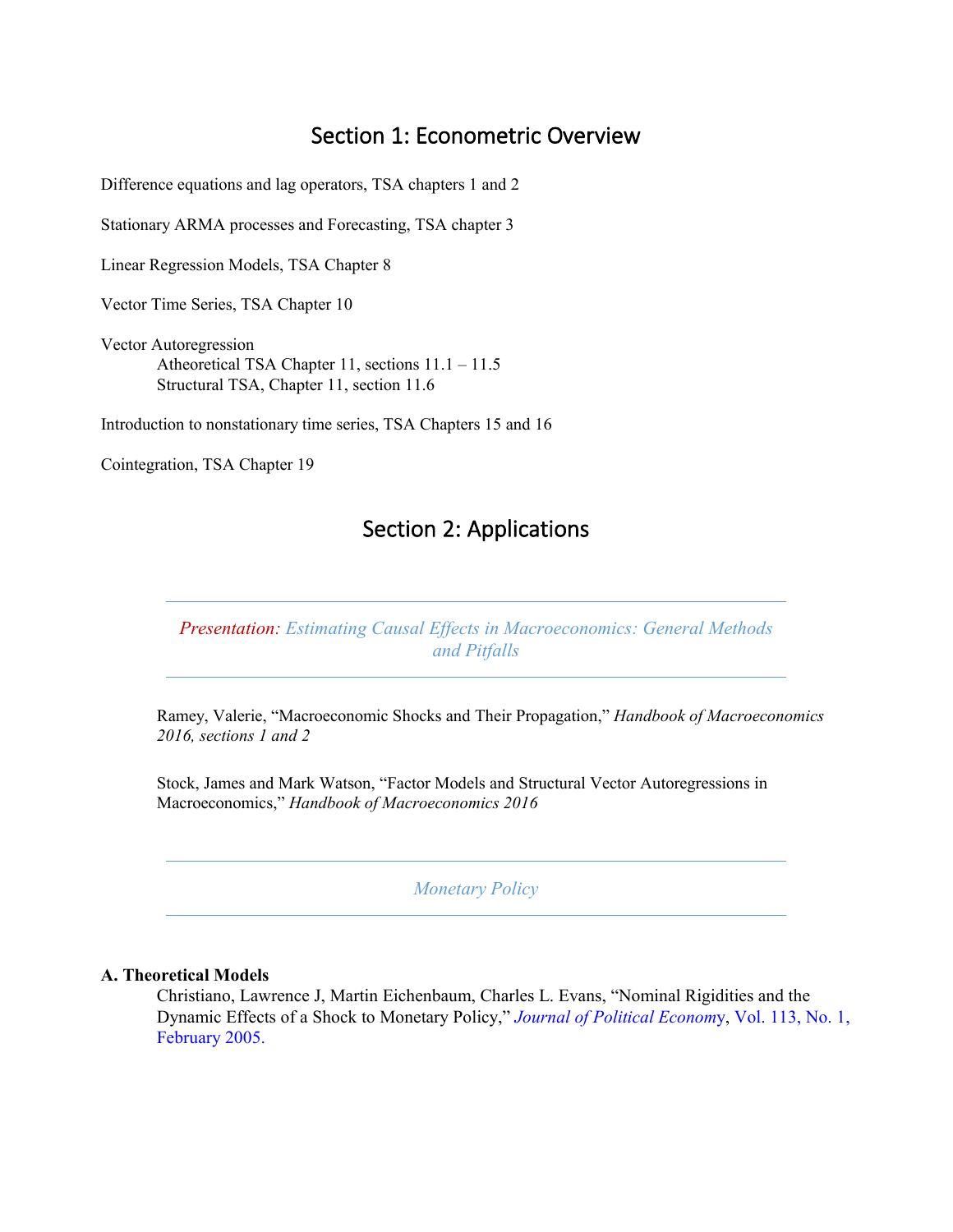# Section 1: Econometric Overview

Difference equations and lag operators, TSA chapters 1 and 2

Stationary ARMA processes and Forecasting, TSA chapter 3

Linear Regression Models, TSA Chapter 8

Vector Time Series, TSA Chapter 10

Vector Autoregression
- Atheoretical TSA Chapter 11, sections 11.1 – 11.5
- Structural TSA, Chapter 11, section 11.6

Introduction to nonstationary time series, TSA Chapters 15 and 16

Cointegration, TSA Chapter 19

# Section 2: Applications

---

*Presentation: Estimating Causal Effects in Macroeconomics: General Methods and Pitfalls*

---

Ramey, Valerie, "Macroeconomic Shocks and Their Propagation," *Handbook of Macroeconomics 2016, sections 1 and 2*

Stock, James and Mark Watson, "Factor Models and Structural Vector Autoregressions in Macroeconomics," *Handbook of Macroeconomics 2016*

---

*Monetary Policy*

---

**A. Theoretical Models**

Christiano, Lawrence J, Martin Eichenbaum, Charles L. Evans, "Nominal Rigidities and the Dynamic Effects of a Shock to Monetary Policy," *Journal of Political Economy*, Vol. 113, No. 1, February 2005.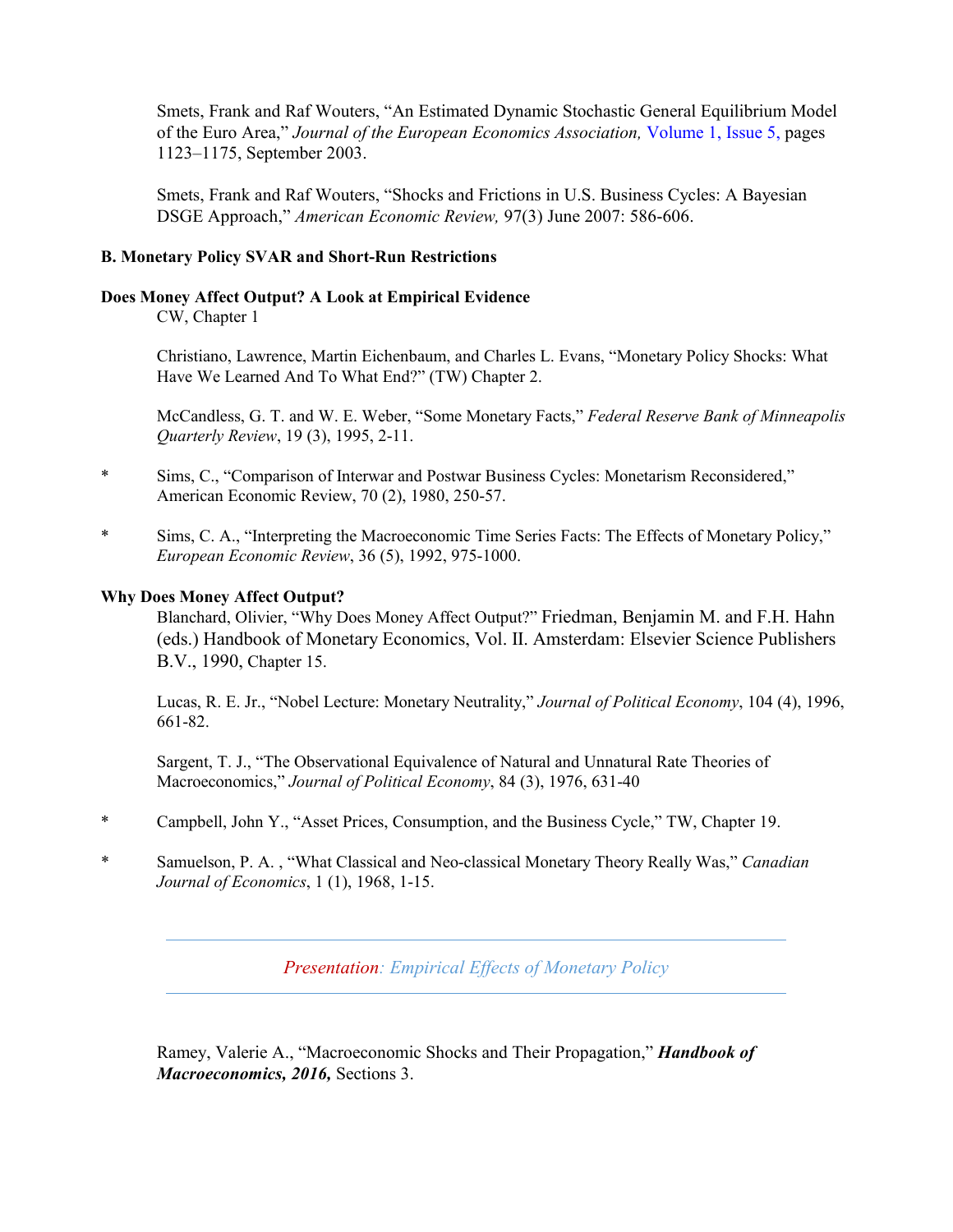Smets, Frank and Raf Wouters, "An Estimated Dynamic Stochastic General Equilibrium Model of the Euro Area," *Journal of the European Economics Association,* Volume 1, Issue 5, pages 1123–1175, September 2003.

Smets, Frank and Raf Wouters, "Shocks and Frictions in U.S. Business Cycles: A Bayesian DSGE Approach," *American Economic Review,* 97(3) June 2007: 586-606.

**B. Monetary Policy SVAR and Short-Run Restrictions**

**Does Money Affect Output? A Look at Empirical Evidence**

CW, Chapter 1

Christiano, Lawrence, Martin Eichenbaum, and Charles L. Evans, "Monetary Policy Shocks: What Have We Learned And To What End?" (TW) Chapter 2.

McCandless, G. T. and W. E. Weber, "Some Monetary Facts," *Federal Reserve Bank of Minneapolis Quarterly Review*, 19 (3), 1995, 2-11.

\* Sims, C., "Comparison of Interwar and Postwar Business Cycles: Monetarism Reconsidered," American Economic Review, 70 (2), 1980, 250-57.

\* Sims, C. A., "Interpreting the Macroeconomic Time Series Facts: The Effects of Monetary Policy," *European Economic Review*, 36 (5), 1992, 975-1000.

**Why Does Money Affect Output?**

Blanchard, Olivier, "Why Does Money Affect Output?" Friedman, Benjamin M. and F.H. Hahn (eds.) Handbook of Monetary Economics, Vol. II. Amsterdam: Elsevier Science Publishers B.V., 1990, Chapter 15.

Lucas, R. E. Jr., "Nobel Lecture: Monetary Neutrality," *Journal of Political Economy*, 104 (4), 1996, 661-82.

Sargent, T. J., "The Observational Equivalence of Natural and Unnatural Rate Theories of Macroeconomics," *Journal of Political Economy*, 84 (3), 1976, 631-40

\* Campbell, John Y., "Asset Prices, Consumption, and the Business Cycle," TW, Chapter 19.

\* Samuelson, P. A. , "What Classical and Neo-classical Monetary Theory Really Was," *Canadian Journal of Economics*, 1 (1), 1968, 1-15.

---

*Presentation: Empirical Effects of Monetary Policy*

---

Ramey, Valerie A., "Macroeconomic Shocks and Their Propagation," ***Handbook of Macroeconomics, 2016,*** Sections 3.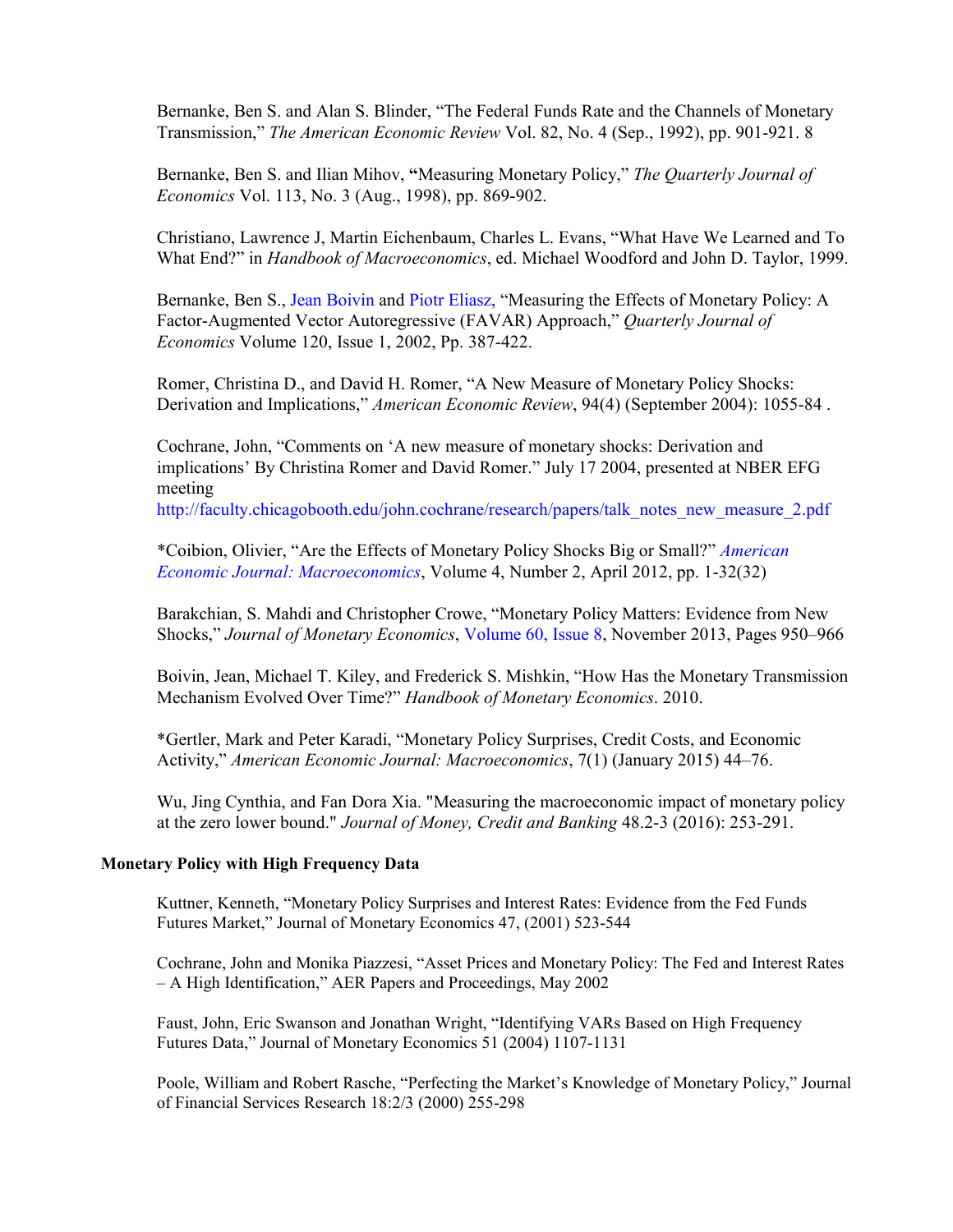Bernanke, Ben S. and Alan S. Blinder, "The Federal Funds Rate and the Channels of Monetary Transmission," *The American Economic Review* Vol. 82, No. 4 (Sep., 1992), pp. 901-921. 8

Bernanke, Ben S. and Ilian Mihov, **"**Measuring Monetary Policy," *The Quarterly Journal of Economics* Vol. 113, No. 3 (Aug., 1998), pp. 869-902.

Christiano, Lawrence J, Martin Eichenbaum, Charles L. Evans, "What Have We Learned and To What End?" in *Handbook of Macroeconomics*, ed. Michael Woodford and John D. Taylor, 1999.

Bernanke, Ben S., Jean Boivin and Piotr Eliasz, "Measuring the Effects of Monetary Policy: A Factor-Augmented Vector Autoregressive (FAVAR) Approach," *Quarterly Journal of Economics* Volume 120, Issue 1, 2002, Pp. 387-422.

Romer, Christina D., and David H. Romer, "A New Measure of Monetary Policy Shocks: Derivation and Implications," *American Economic Review*, 94(4) (September 2004): 1055-84 .

Cochrane, John, "Comments on 'A new measure of monetary shocks: Derivation and implications' By Christina Romer and David Romer." July 17 2004, presented at NBER EFG meeting
http://faculty.chicagobooth.edu/john.cochrane/research/papers/talk_notes_new_measure_2.pdf

*Coibion, Olivier, "Are the Effects of Monetary Policy Shocks Big or Small?" *American Economic Journal: Macroeconomics*, Volume 4, Number 2, April 2012, pp. 1-32(32)

Barakchian, S. Mahdi and Christopher Crowe, "Monetary Policy Matters: Evidence from New Shocks," *Journal of Monetary Economics*, Volume 60, Issue 8, November 2013, Pages 950–966

Boivin, Jean, Michael T. Kiley, and Frederick S. Mishkin, "How Has the Monetary Transmission Mechanism Evolved Over Time?" *Handbook of Monetary Economics*. 2010.

*Gertler, Mark and Peter Karadi, "Monetary Policy Surprises, Credit Costs, and Economic Activity," *American Economic Journal: Macroeconomics*, 7(1) (January 2015) 44–76.

Wu, Jing Cynthia, and Fan Dora Xia. "Measuring the macroeconomic impact of monetary policy at the zero lower bound." *Journal of Money, Credit and Banking* 48.2-3 (2016): 253-291.

**Monetary Policy with High Frequency Data**

Kuttner, Kenneth, "Monetary Policy Surprises and Interest Rates: Evidence from the Fed Funds Futures Market," Journal of Monetary Economics 47, (2001) 523-544

Cochrane, John and Monika Piazzesi, "Asset Prices and Monetary Policy: The Fed and Interest Rates – A High Identification," AER Papers and Proceedings, May 2002

Faust, John, Eric Swanson and Jonathan Wright, "Identifying VARs Based on High Frequency Futures Data," Journal of Monetary Economics 51 (2004) 1107-1131

Poole, William and Robert Rasche, "Perfecting the Market's Knowledge of Monetary Policy," Journal of Financial Services Research 18:2/3 (2000) 255-298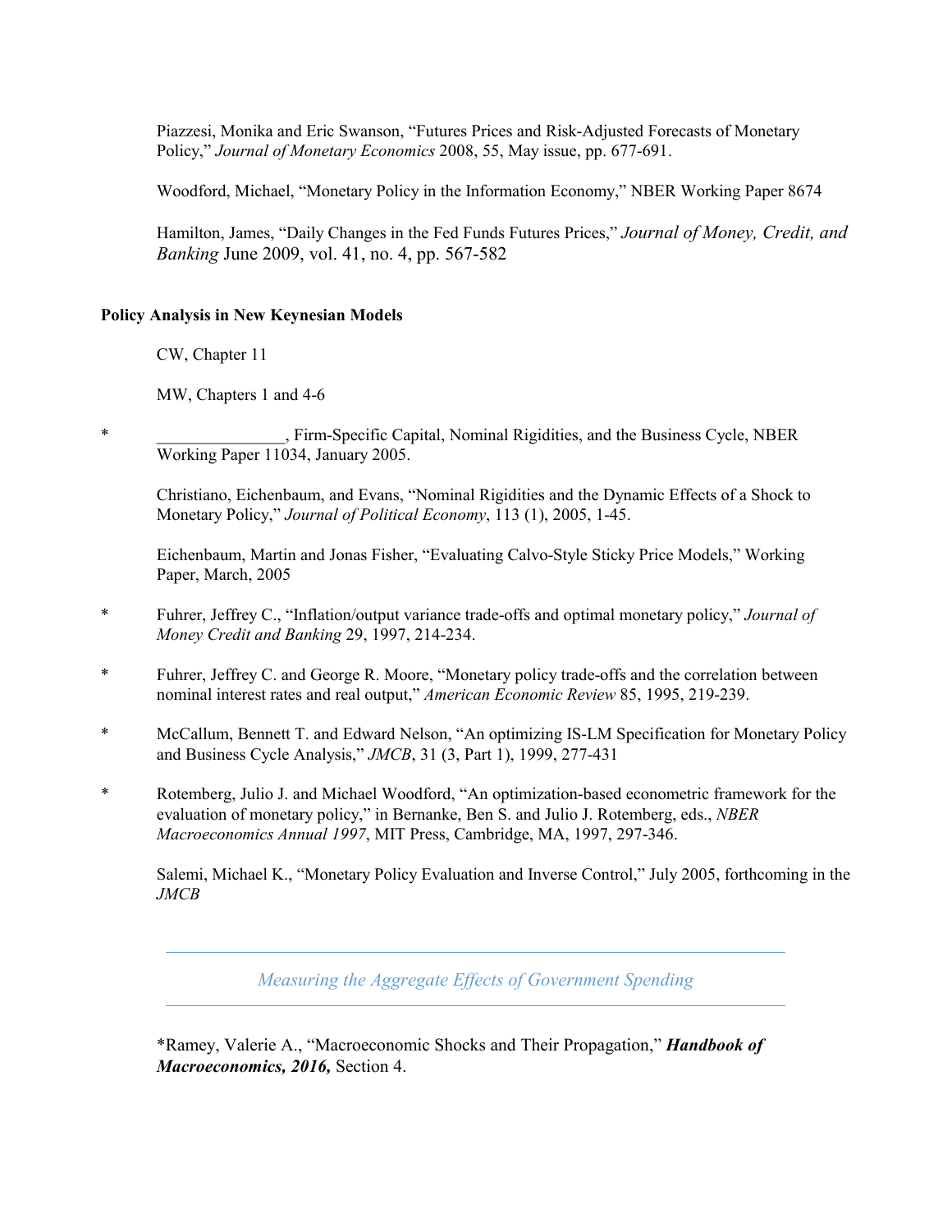Piazzesi, Monika and Eric Swanson, "Futures Prices and Risk-Adjusted Forecasts of Monetary Policy," *Journal of Monetary Economics* 2008, 55, May issue, pp. 677-691.

Woodford, Michael, "Monetary Policy in the Information Economy," NBER Working Paper 8674

Hamilton, James, "Daily Changes in the Fed Funds Futures Prices," *Journal of Money, Credit, and Banking* June 2009, vol. 41, no. 4, pp. 567-582

**Policy Analysis in New Keynesian Models**

CW, Chapter 11

MW, Chapters 1 and 4-6

\* _______________, Firm-Specific Capital, Nominal Rigidities, and the Business Cycle, NBER Working Paper 11034, January 2005.

Christiano, Eichenbaum, and Evans, "Nominal Rigidities and the Dynamic Effects of a Shock to Monetary Policy," *Journal of Political Economy*, 113 (1), 2005, 1-45.

Eichenbaum, Martin and Jonas Fisher, "Evaluating Calvo-Style Sticky Price Models," Working Paper, March, 2005

\* Fuhrer, Jeffrey C., "Inflation/output variance trade-offs and optimal monetary policy," *Journal of Money Credit and Banking* 29, 1997, 214-234.

\* Fuhrer, Jeffrey C. and George R. Moore, "Monetary policy trade-offs and the correlation between nominal interest rates and real output," *American Economic Review* 85, 1995, 219-239.

\* McCallum, Bennett T. and Edward Nelson, "An optimizing IS-LM Specification for Monetary Policy and Business Cycle Analysis," *JMCB*, 31 (3, Part 1), 1999, 277-431

\* Rotemberg, Julio J. and Michael Woodford, "An optimization-based econometric framework for the evaluation of monetary policy," in Bernanke, Ben S. and Julio J. Rotemberg, eds., *NBER Macroeconomics Annual 1997*, MIT Press, Cambridge, MA, 1997, 297-346.

Salemi, Michael K., "Monetary Policy Evaluation and Inverse Control," July 2005, forthcoming in the *JMCB*

---

## *Measuring the Aggregate Effects of Government Spending*

---

\*Ramey, Valerie A., "Macroeconomic Shocks and Their Propagation," ***Handbook of Macroeconomics, 2016,*** Section 4.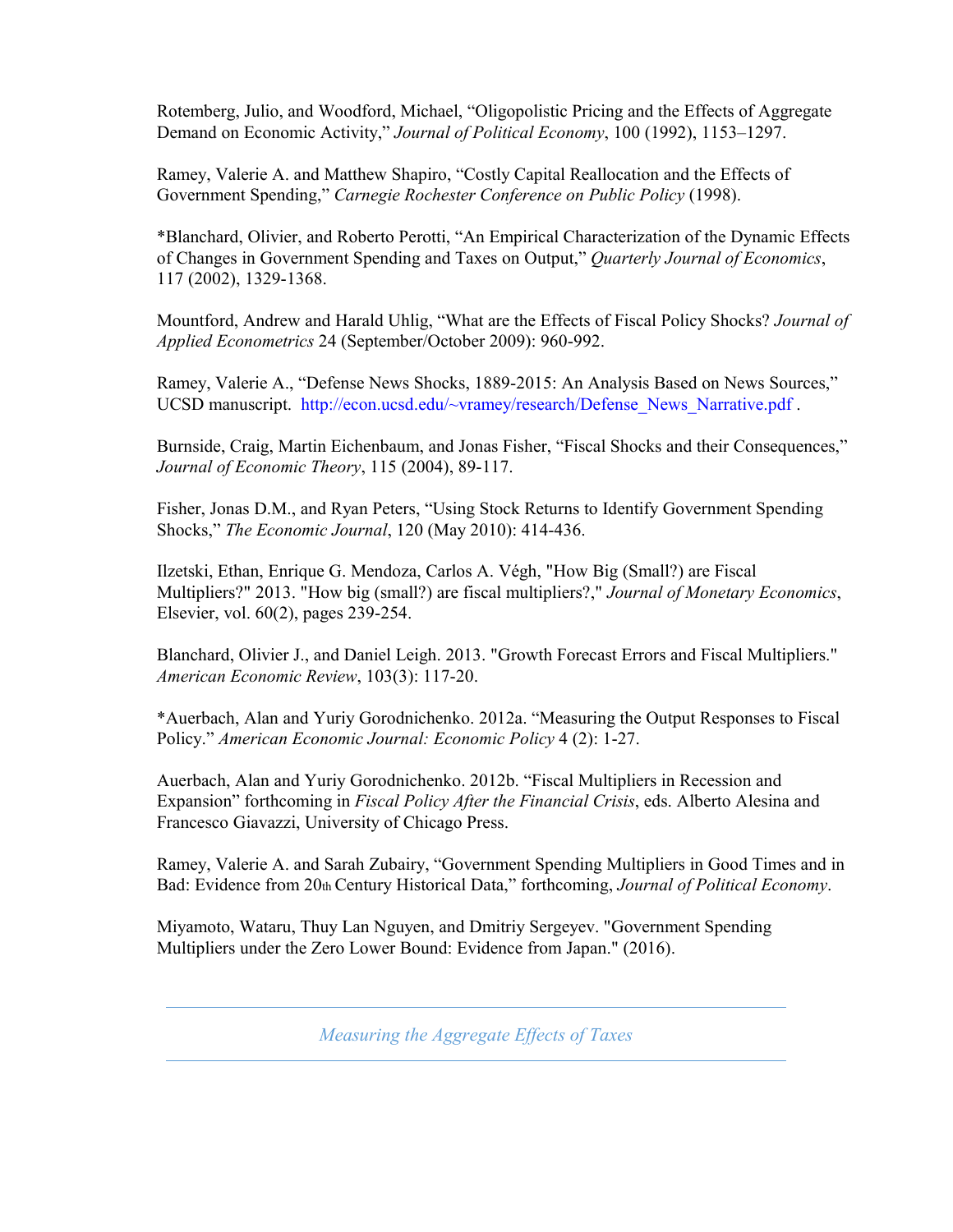Rotemberg, Julio, and Woodford, Michael, "Oligopolistic Pricing and the Effects of Aggregate Demand on Economic Activity," *Journal of Political Economy*, 100 (1992), 1153–1297.

Ramey, Valerie A. and Matthew Shapiro, "Costly Capital Reallocation and the Effects of Government Spending," *Carnegie Rochester Conference on Public Policy* (1998).

*Blanchard, Olivier, and Roberto Perotti, "An Empirical Characterization of the Dynamic Effects of Changes in Government Spending and Taxes on Output," *Quarterly Journal of Economics*, 117 (2002), 1329-1368.

Mountford, Andrew and Harald Uhlig, "What are the Effects of Fiscal Policy Shocks? *Journal of Applied Econometrics* 24 (September/October 2009): 960-992.

Ramey, Valerie A., "Defense News Shocks, 1889-2015: An Analysis Based on News Sources," UCSD manuscript. http://econ.ucsd.edu/~vramey/research/Defense_News_Narrative.pdf .

Burnside, Craig, Martin Eichenbaum, and Jonas Fisher, "Fiscal Shocks and their Consequences," *Journal of Economic Theory*, 115 (2004), 89-117.

Fisher, Jonas D.M., and Ryan Peters, "Using Stock Returns to Identify Government Spending Shocks," *The Economic Journal*, 120 (May 2010): 414-436.

Ilzetski, Ethan, Enrique G. Mendoza, Carlos A. Végh, "How Big (Small?) are Fiscal Multipliers?" 2013. "How big (small?) are fiscal multipliers?," *Journal of Monetary Economics*, Elsevier, vol. 60(2), pages 239-254.

Blanchard, Olivier J., and Daniel Leigh. 2013. "Growth Forecast Errors and Fiscal Multipliers." *American Economic Review*, 103(3): 117-20.

*Auerbach, Alan and Yuriy Gorodnichenko. 2012a. "Measuring the Output Responses to Fiscal Policy." *American Economic Journal: Economic Policy* 4 (2): 1-27.

Auerbach, Alan and Yuriy Gorodnichenko. 2012b. "Fiscal Multipliers in Recession and Expansion" forthcoming in *Fiscal Policy After the Financial Crisis*, eds. Alberto Alesina and Francesco Giavazzi, University of Chicago Press.

Ramey, Valerie A. and Sarah Zubairy, "Government Spending Multipliers in Good Times and in Bad: Evidence from 20th Century Historical Data," forthcoming, *Journal of Political Economy*.

Miyamoto, Wataru, Thuy Lan Nguyen, and Dmitriy Sergeyev. "Government Spending Multipliers under the Zero Lower Bound: Evidence from Japan." (2016).

## *Measuring the Aggregate Effects of Taxes*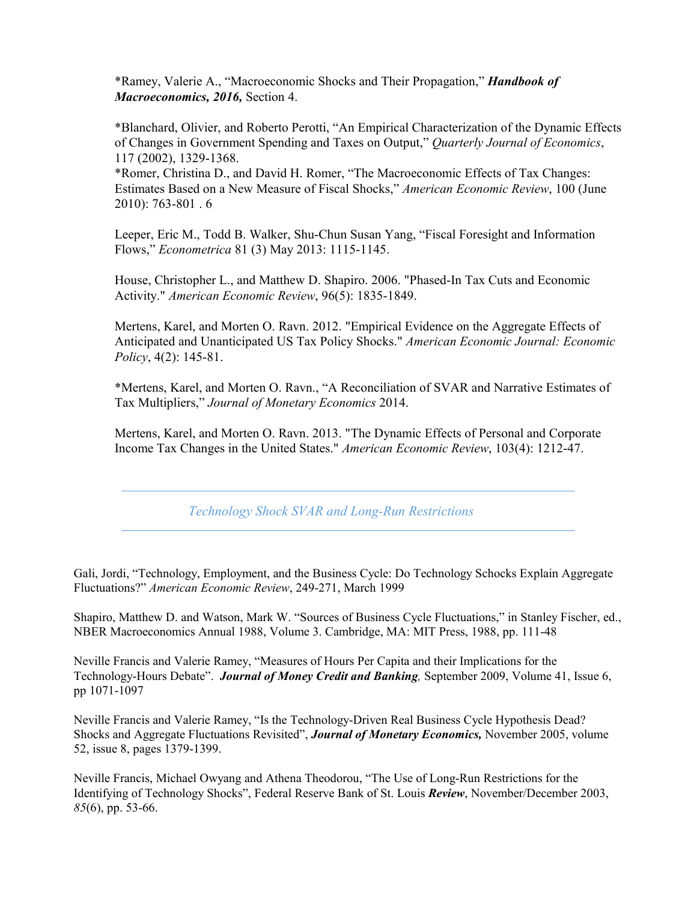*Ramey, Valerie A., "Macroeconomic Shocks and Their Propagation," ***Handbook of Macroeconomics, 2016,*** Section 4.

*Blanchard, Olivier, and Roberto Perotti, "An Empirical Characterization of the Dynamic Effects of Changes in Government Spending and Taxes on Output," *Quarterly Journal of Economics*, 117 (2002), 1329-1368.
*Romer, Christina D., and David H. Romer, "The Macroeconomic Effects of Tax Changes: Estimates Based on a New Measure of Fiscal Shocks," *American Economic Review*, 100 (June 2010): 763-801 . 6

Leeper, Eric M., Todd B. Walker, Shu-Chun Susan Yang, "Fiscal Foresight and Information Flows," *Econometrica* 81 (3) May 2013: 1115-1145.

House, Christopher L., and Matthew D. Shapiro. 2006. "Phased-In Tax Cuts and Economic Activity." *American Economic Review*, 96(5): 1835-1849.

Mertens, Karel, and Morten O. Ravn. 2012. "Empirical Evidence on the Aggregate Effects of Anticipated and Unanticipated US Tax Policy Shocks." *American Economic Journal: Economic Policy*, 4(2): 145-81.

*Mertens, Karel, and Morten O. Ravn., "A Reconciliation of SVAR and Narrative Estimates of Tax Multipliers," *Journal of Monetary Economics* 2014.

Mertens, Karel, and Morten O. Ravn. 2013. "The Dynamic Effects of Personal and Corporate Income Tax Changes in the United States." *American Economic Review*, 103(4): 1212-47.

---

## *Technology Shock SVAR and Long-Run Restrictions*

---

Gali, Jordi, "Technology, Employment, and the Business Cycle: Do Technology Schocks Explain Aggregate Fluctuations?" *American Economic Review*, 249-271, March 1999

Shapiro, Matthew D. and Watson, Mark W. "Sources of Business Cycle Fluctuations," in Stanley Fischer, ed., NBER Macroeconomics Annual 1988, Volume 3. Cambridge, MA: MIT Press, 1988, pp. 111-48

Neville Francis and Valerie Ramey, "Measures of Hours Per Capita and their Implications for the Technology-Hours Debate". ***Journal of Money Credit and Banking,*** September 2009, Volume 41, Issue 6, pp 1071-1097

Neville Francis and Valerie Ramey, "Is the Technology-Driven Real Business Cycle Hypothesis Dead? Shocks and Aggregate Fluctuations Revisited", ***Journal of Monetary Economics,*** November 2005, volume 52, issue 8, pages 1379-1399.

Neville Francis, Michael Owyang and Athena Theodorou, "The Use of Long-Run Restrictions for the Identifying of Technology Shocks", Federal Reserve Bank of St. Louis ***Review***, November/December 2003, *85*(6), pp. 53-66.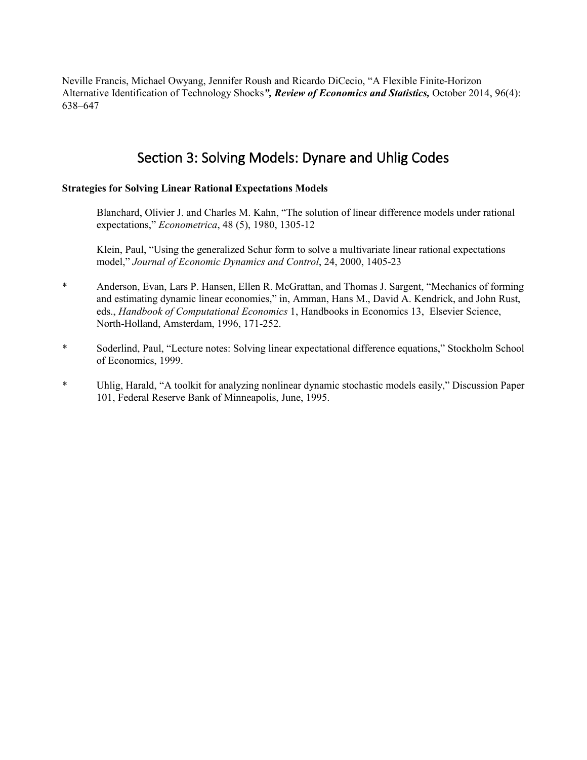Neville Francis, Michael Owyang, Jennifer Roush and Ricardo DiCecio, "A Flexible Finite-Horizon Alternative Identification of Technology Shocks*", Review of Economics and Statistics,* October 2014, 96(4): 638–647

# Section 3: Solving Models: Dynare and Uhlig Codes

**Strategies for Solving Linear Rational Expectations Models**

Blanchard, Olivier J. and Charles M. Kahn, "The solution of linear difference models under rational expectations," *Econometrica*, 48 (5), 1980, 1305-12

Klein, Paul, "Using the generalized Schur form to solve a multivariate linear rational expectations model," *Journal of Economic Dynamics and Control*, 24, 2000, 1405-23

\* Anderson, Evan, Lars P. Hansen, Ellen R. McGrattan, and Thomas J. Sargent, "Mechanics of forming and estimating dynamic linear economies," in, Amman, Hans M., David A. Kendrick, and John Rust, eds., *Handbook of Computational Economics* 1, Handbooks in Economics 13, Elsevier Science, North-Holland, Amsterdam, 1996, 171-252.

\* Soderlind, Paul, "Lecture notes: Solving linear expectational difference equations," Stockholm School of Economics, 1999.

\* Uhlig, Harald, "A toolkit for analyzing nonlinear dynamic stochastic models easily," Discussion Paper 101, Federal Reserve Bank of Minneapolis, June, 1995.